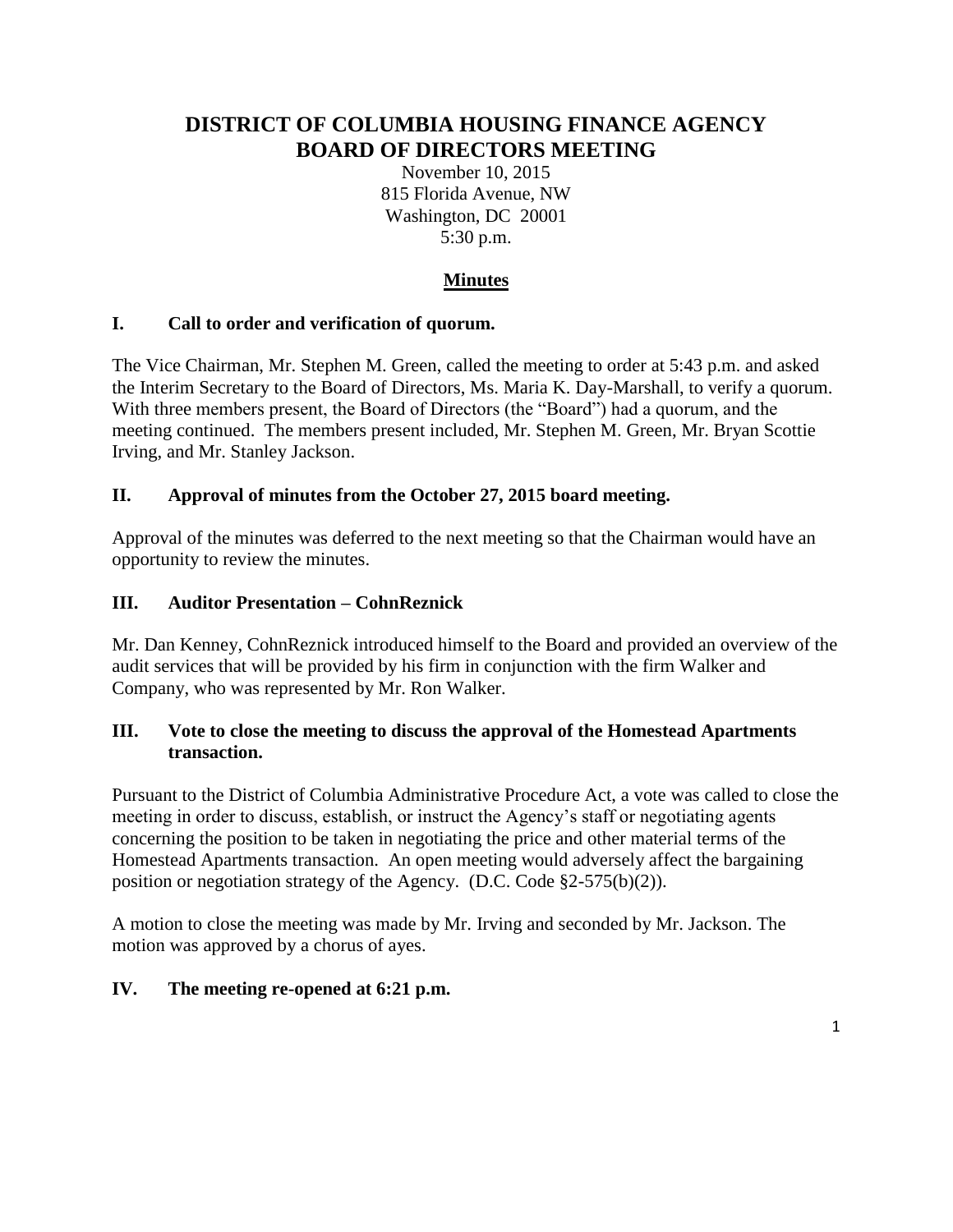# DISTRICT OF COLUMBIA HOUSING FINANCE AGENCY
# BOARD OF DIRECTORS MEETING

November 10, 2015
815 Florida Avenue, NW
Washington, DC 20001
5:30 p.m.

## Minutes

### I. Call to order and verification of quorum.

The Vice Chairman, Mr. Stephen M. Green, called the meeting to order at 5:43 p.m. and asked the Interim Secretary to the Board of Directors, Ms. Maria K. Day-Marshall, to verify a quorum. With three members present, the Board of Directors (the "Board") had a quorum, and the meeting continued. The members present included, Mr. Stephen M. Green, Mr. Bryan Scottie Irving, and Mr. Stanley Jackson.

### II. Approval of minutes from the October 27, 2015 board meeting.

Approval of the minutes was deferred to the next meeting so that the Chairman would have an opportunity to review the minutes.

### III. Auditor Presentation – CohnReznick

Mr. Dan Kenney, CohnReznick introduced himself to the Board and provided an overview of the audit services that will be provided by his firm in conjunction with the firm Walker and Company, who was represented by Mr. Ron Walker.

### III. Vote to close the meeting to discuss the approval of the Homestead Apartments transaction.

Pursuant to the District of Columbia Administrative Procedure Act, a vote was called to close the meeting in order to discuss, establish, or instruct the Agency's staff or negotiating agents concerning the position to be taken in negotiating the price and other material terms of the Homestead Apartments transaction. An open meeting would adversely affect the bargaining position or negotiation strategy of the Agency. (D.C. Code §2-575(b)(2)).

A motion to close the meeting was made by Mr. Irving and seconded by Mr. Jackson. The motion was approved by a chorus of ayes.

### IV. The meeting re-opened at 6:21 p.m.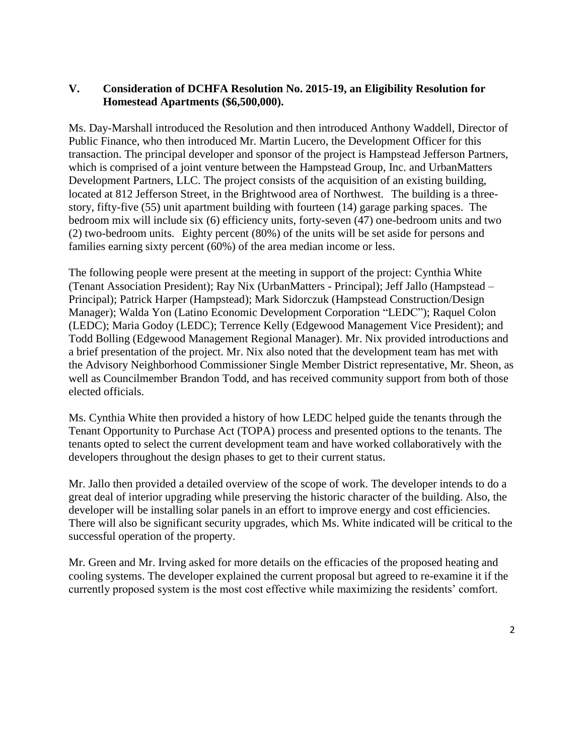## V. Consideration of DCHFA Resolution No. 2015-19, an Eligibility Resolution for Homestead Apartments ($6,500,000).

Ms. Day-Marshall introduced the Resolution and then introduced Anthony Waddell, Director of Public Finance, who then introduced Mr. Martin Lucero, the Development Officer for this transaction. The principal developer and sponsor of the project is Hampstead Jefferson Partners, which is comprised of a joint venture between the Hampstead Group, Inc. and UrbanMatters Development Partners, LLC. The project consists of the acquisition of an existing building, located at 812 Jefferson Street, in the Brightwood area of Northwest. The building is a three-story, fifty-five (55) unit apartment building with fourteen (14) garage parking spaces. The bedroom mix will include six (6) efficiency units, forty-seven (47) one-bedroom units and two (2) two-bedroom units. Eighty percent (80%) of the units will be set aside for persons and families earning sixty percent (60%) of the area median income or less.

The following people were present at the meeting in support of the project: Cynthia White (Tenant Association President); Ray Nix (UrbanMatters - Principal); Jeff Jallo (Hampstead – Principal); Patrick Harper (Hampstead); Mark Sidorczuk (Hampstead Construction/Design Manager); Walda Yon (Latino Economic Development Corporation "LEDC"); Raquel Colon (LEDC); Maria Godoy (LEDC); Terrence Kelly (Edgewood Management Vice President); and Todd Bolling (Edgewood Management Regional Manager). Mr. Nix provided introductions and a brief presentation of the project. Mr. Nix also noted that the development team has met with the Advisory Neighborhood Commissioner Single Member District representative, Mr. Sheon, as well as Councilmember Brandon Todd, and has received community support from both of those elected officials.

Ms. Cynthia White then provided a history of how LEDC helped guide the tenants through the Tenant Opportunity to Purchase Act (TOPA) process and presented options to the tenants. The tenants opted to select the current development team and have worked collaboratively with the developers throughout the design phases to get to their current status.

Mr. Jallo then provided a detailed overview of the scope of work. The developer intends to do a great deal of interior upgrading while preserving the historic character of the building. Also, the developer will be installing solar panels in an effort to improve energy and cost efficiencies. There will also be significant security upgrades, which Ms. White indicated will be critical to the successful operation of the property.

Mr. Green and Mr. Irving asked for more details on the efficacies of the proposed heating and cooling systems. The developer explained the current proposal but agreed to re-examine it if the currently proposed system is the most cost effective while maximizing the residents' comfort.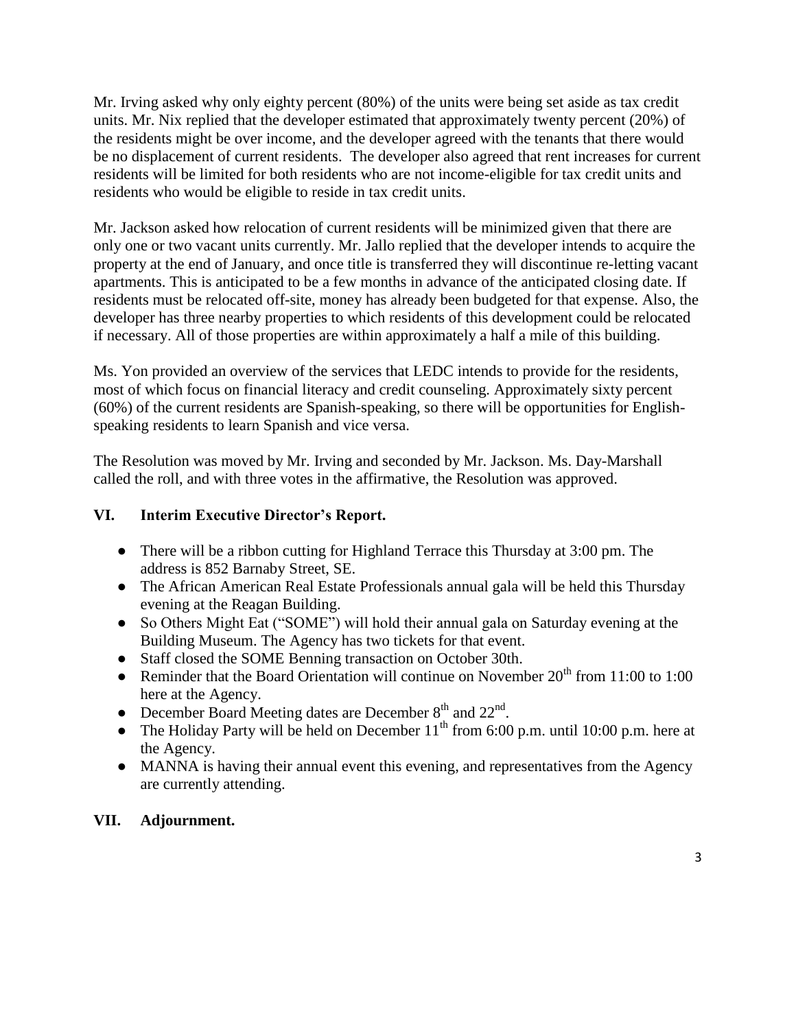Mr. Irving asked why only eighty percent (80%) of the units were being set aside as tax credit units. Mr. Nix replied that the developer estimated that approximately twenty percent (20%) of the residents might be over income, and the developer agreed with the tenants that there would be no displacement of current residents. The developer also agreed that rent increases for current residents will be limited for both residents who are not income-eligible for tax credit units and residents who would be eligible to reside in tax credit units.

Mr. Jackson asked how relocation of current residents will be minimized given that there are only one or two vacant units currently. Mr. Jallo replied that the developer intends to acquire the property at the end of January, and once title is transferred they will discontinue re-letting vacant apartments. This is anticipated to be a few months in advance of the anticipated closing date. If residents must be relocated off-site, money has already been budgeted for that expense. Also, the developer has three nearby properties to which residents of this development could be relocated if necessary. All of those properties are within approximately a half a mile of this building.

Ms. Yon provided an overview of the services that LEDC intends to provide for the residents, most of which focus on financial literacy and credit counseling. Approximately sixty percent (60%) of the current residents are Spanish-speaking, so there will be opportunities for English-speaking residents to learn Spanish and vice versa.

The Resolution was moved by Mr. Irving and seconded by Mr. Jackson. Ms. Day-Marshall called the roll, and with three votes in the affirmative, the Resolution was approved.

## VI. Interim Executive Director's Report.

- There will be a ribbon cutting for Highland Terrace this Thursday at 3:00 pm. The address is 852 Barnaby Street, SE.
- The African American Real Estate Professionals annual gala will be held this Thursday evening at the Reagan Building.
- So Others Might Eat ("SOME") will hold their annual gala on Saturday evening at the Building Museum. The Agency has two tickets for that event.
- Staff closed the SOME Benning transaction on October 30th.
- Reminder that the Board Orientation will continue on November 20th from 11:00 to 1:00 here at the Agency.
- December Board Meeting dates are December 8th and 22nd.
- The Holiday Party will be held on December 11th from 6:00 p.m. until 10:00 p.m. here at the Agency.
- MANNA is having their annual event this evening, and representatives from the Agency are currently attending.

## VII. Adjournment.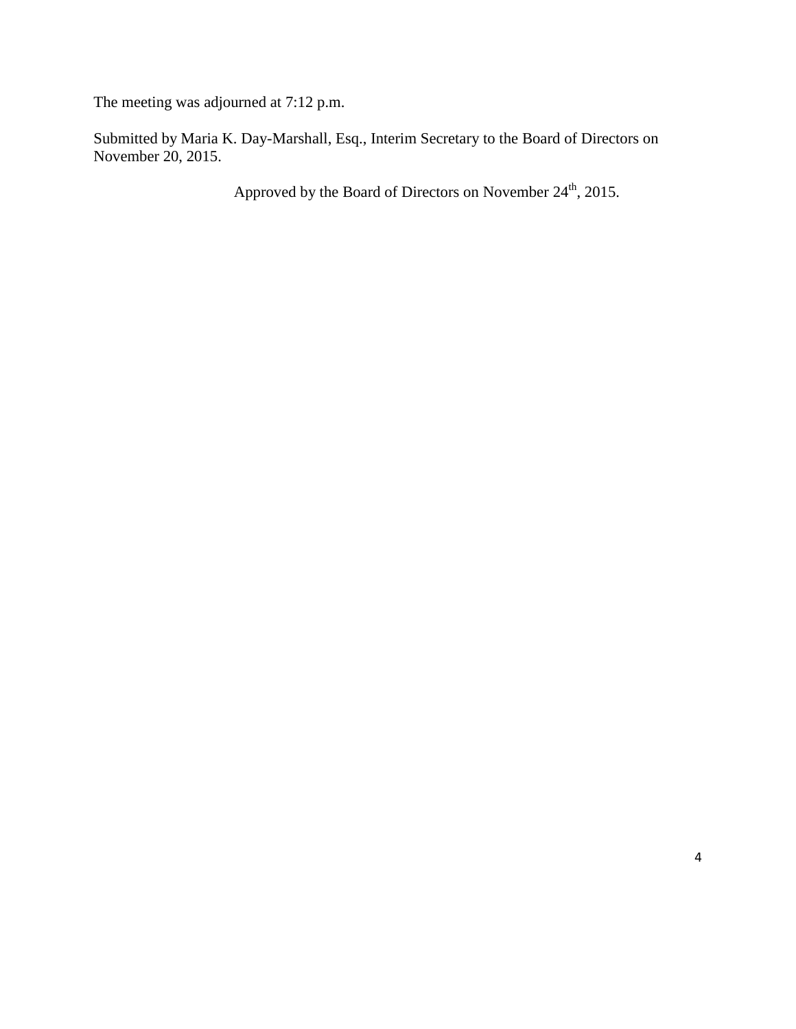The meeting was adjourned at 7:12 p.m.

Submitted by Maria K. Day-Marshall, Esq., Interim Secretary to the Board of Directors on November 20, 2015.

Approved by the Board of Directors on November 24th, 2015.